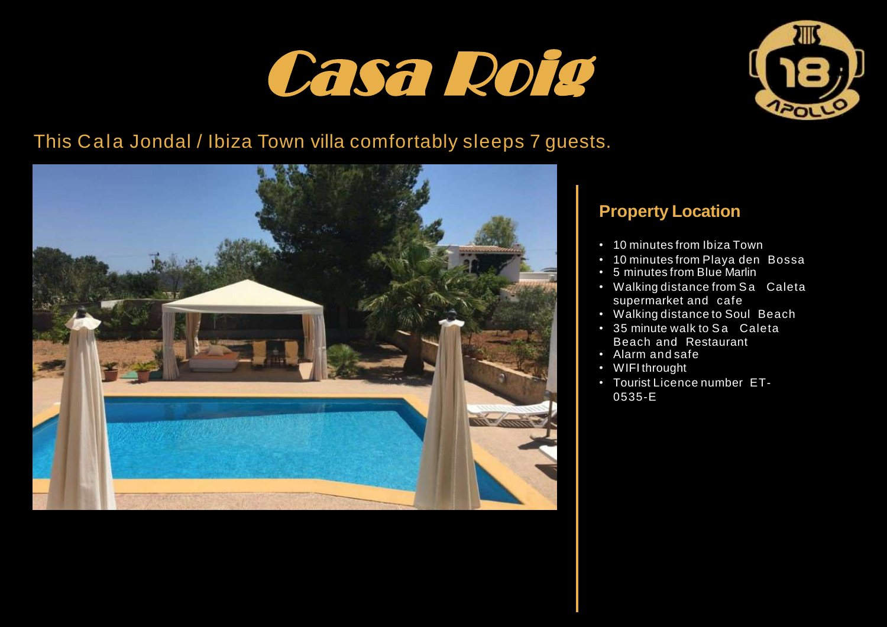# Casa Roig

This Cala Jondal / Ibiza Town villa comfortably sleeps 7 guests.

## Property Location

- 10 minutes from Ibiza Town
- 10 minutes from Playa den Bossa
- 5 minutes from Blue Marlin
- Walking distance from Sa Caleta supermarket and cafe
- Walking distance to Soul Beach
- 35 minute walk to Sa Caleta Beach and Restaurant
- Alarm and safe
- WIFI throught
- Tourist Licence number ET-0535-E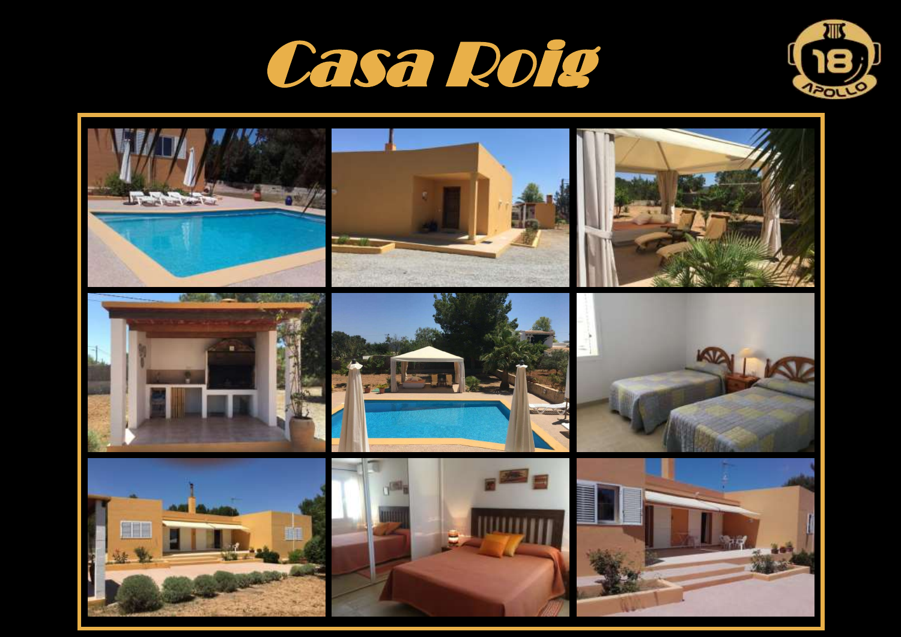# Casa Roig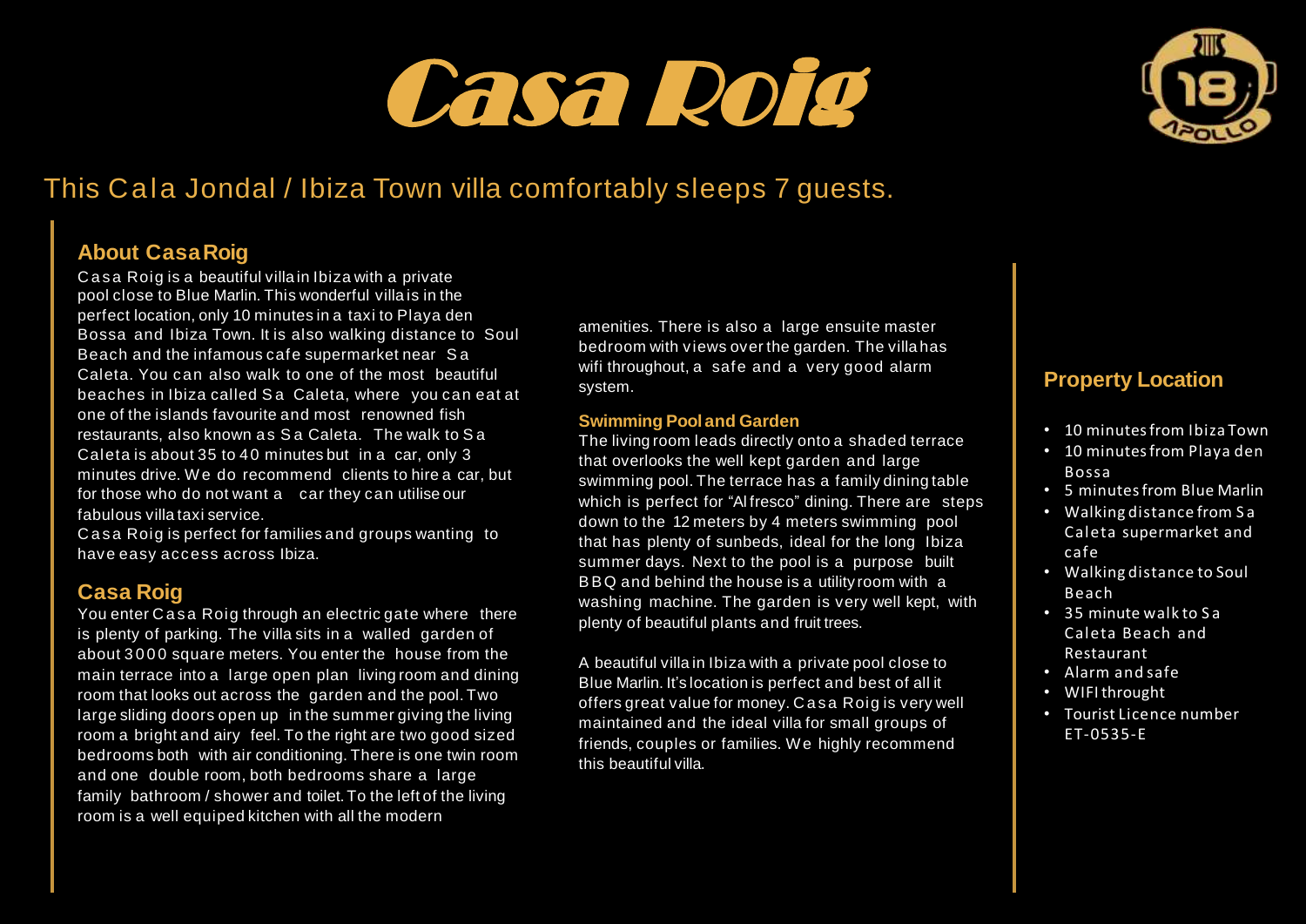# Casa Roig

## This Cala Jondal / Ibiza Town villa comfortably sleeps 7 guests.

### About Casa Roig

Casa Roig is a beautiful villa in Ibiza with a private pool close to Blue Marlin. This wonderful villa is in the perfect location, only 10 minutes in a taxi to Playa den Bossa and Ibiza Town. It is also walking distance to Soul Beach and the infamous cafe supermarket near Sa Caleta. You can also walk to one of the most beautiful beaches in Ibiza called Sa Caleta, where you can eat at one of the islands favourite and most renowned fish restaurants, also known as Sa Caleta. The walk to Sa Caleta is about 35 to 40 minutes but in a car, only 3 minutes drive. We do recommend clients to hire a car, but for those who do not want a car they can utilise our fabulous villa taxi service.

Casa Roig is perfect for families and groups wanting to have easy access across Ibiza.

### Casa Roig

You enter Casa Roig through an electric gate where there is plenty of parking. The villa sits in a walled garden of about 3000 square meters. You enter the house from the main terrace into a large open plan living room and dining room that looks out across the garden and the pool. Two large sliding doors open up in the summer giving the living room a bright and airy feel. To the right are two good sized bedrooms both with air conditioning. There is one twin room and one double room, both bedrooms share a large family bathroom / shower and toilet. To the left of the living room is a well equiped kitchen with all the modern amenities. There is also a large ensuite master bedroom with views over the garden. The villa has wifi throughout, a safe and a very good alarm system.

#### Swimming Pool and Garden

The living room leads directly onto a shaded terrace that overlooks the well kept garden and large swimming pool. The terrace has a family dining table which is perfect for "Alfresco" dining. There are steps down to the 12 meters by 4 meters swimming pool that has plenty of sunbeds, ideal for the long Ibiza summer days. Next to the pool is a purpose built BBQ and behind the house is a utility room with a washing machine. The garden is very well kept, with plenty of beautiful plants and fruit trees.

A beautiful villa in Ibiza with a private pool close to Blue Marlin. It's location is perfect and best of all it offers great value for money. Casa Roig is very well maintained and the ideal villa for small groups of friends, couples or families. We highly recommend this beautiful villa.

### Property Location

- 10 minutes from Ibiza Town
- 10 minutes from Playa den Bossa
- 5 minutes from Blue Marlin
- Walking distance from Sa Caleta supermarket and cafe
- Walking distance to Soul Beach
- 35 minute walk to Sa Caleta Beach and Restaurant
- Alarm and safe
- WIFI throught
- Tourist Licence number ET-0535-E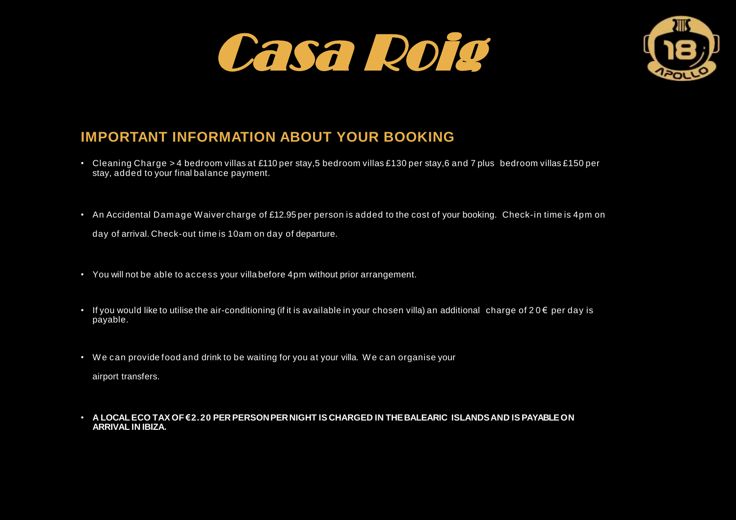# Casa Roig

## IMPORTANT INFORMATION ABOUT YOUR BOOKING

- Cleaning Charge > 4 bedroom villas at £110 per stay,5 bedroom villas £130 per stay,6 and 7 plus bedroom villas £150 per stay, added to your final balance payment.

- An Accidental Damage Waiver charge of £12.95 per person is added to the cost of your booking. Check-in time is 4pm on day of arrival. Check-out time is 10am on day of departure.

- You will not be able to access your villa before 4pm without prior arrangement.

- If you would like to utilise the air-conditioning (if it is available in your chosen villa) an additional charge of 20€ per day is payable.

- We can provide food and drink to be waiting for you at your villa. We can organise your airport transfers.

- **A LOCAL ECO TAX OF €2.20 PER PERSON PER NIGHT IS CHARGED IN THE BALEARIC ISLANDS AND IS PAYABLE ON ARRIVAL IN IBIZA.**